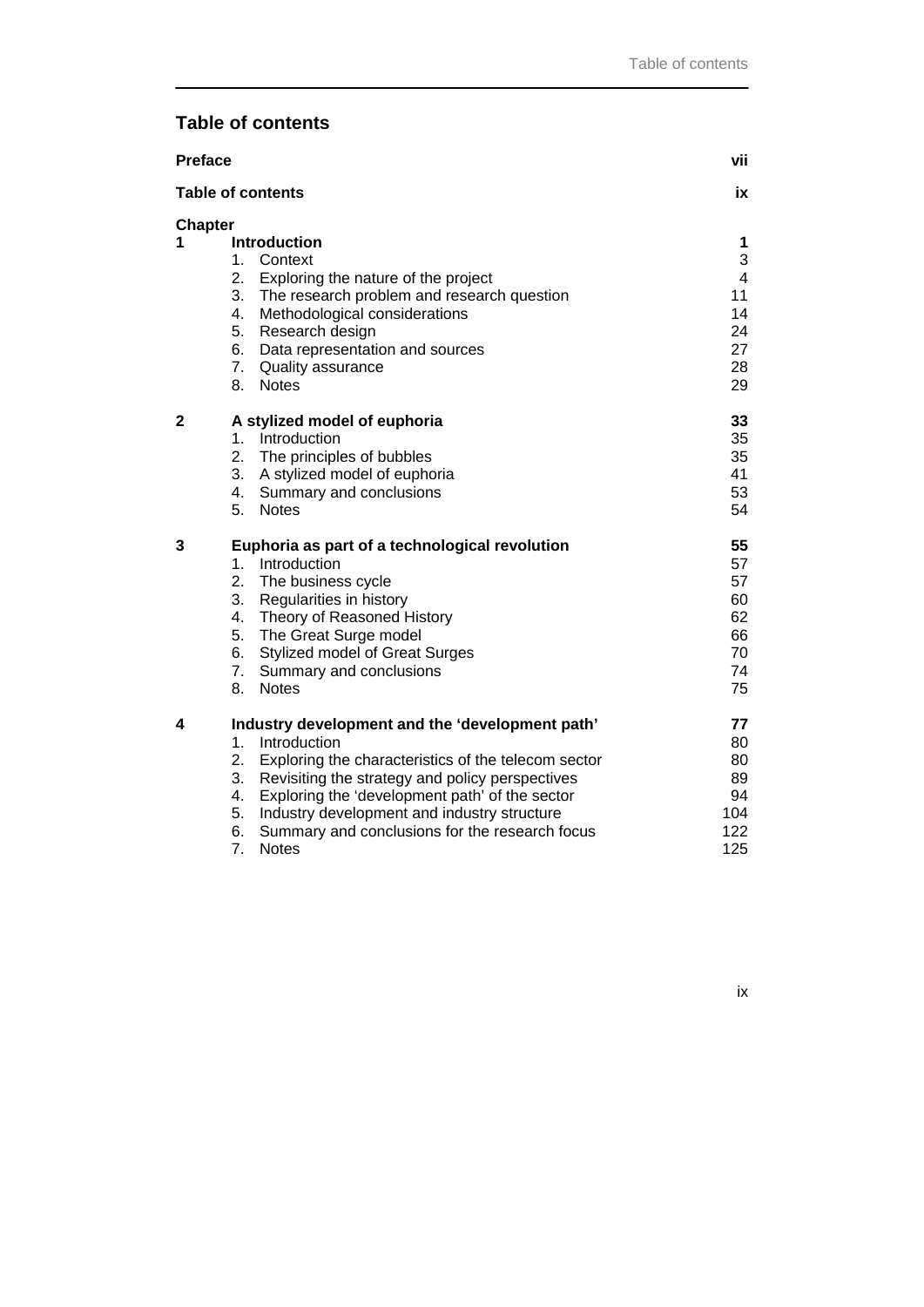# Table of contents

| | | |
|---|---|---|
| **Preface** | | **vii** |
| **Table of contents** | | **ix** |
| **Chapter** | | |
| **1** | **Introduction** | **1** |
| | 1. Context | 3 |
| | 2. Exploring the nature of the project | 4 |
| | 3. The research problem and research question | 11 |
| | 4. Methodological considerations | 14 |
| | 5. Research design | 24 |
| | 6. Data representation and sources | 27 |
| | 7. Quality assurance | 28 |
| | 8. Notes | 29 |
| **2** | **A stylized model of euphoria** | **33** |
| | 1. Introduction | 35 |
| | 2. The principles of bubbles | 35 |
| | 3. A stylized model of euphoria | 41 |
| | 4. Summary and conclusions | 53 |
| | 5. Notes | 54 |
| **3** | **Euphoria as part of a technological revolution** | **55** |
| | 1. Introduction | 57 |
| | 2. The business cycle | 57 |
| | 3. Regularities in history | 60 |
| | 4. Theory of Reasoned History | 62 |
| | 5. The Great Surge model | 66 |
| | 6. Stylized model of Great Surges | 70 |
| | 7. Summary and conclusions | 74 |
| | 8. Notes | 75 |
| **4** | **Industry development and the 'development path'** | **77** |
| | 1. Introduction | 80 |
| | 2. Exploring the characteristics of the telecom sector | 80 |
| | 3. Revisiting the strategy and policy perspectives | 89 |
| | 4. Exploring the 'development path' of the sector | 94 |
| | 5. Industry development and industry structure | 104 |
| | 6. Summary and conclusions for the research focus | 122 |
| | 7. Notes | 125 |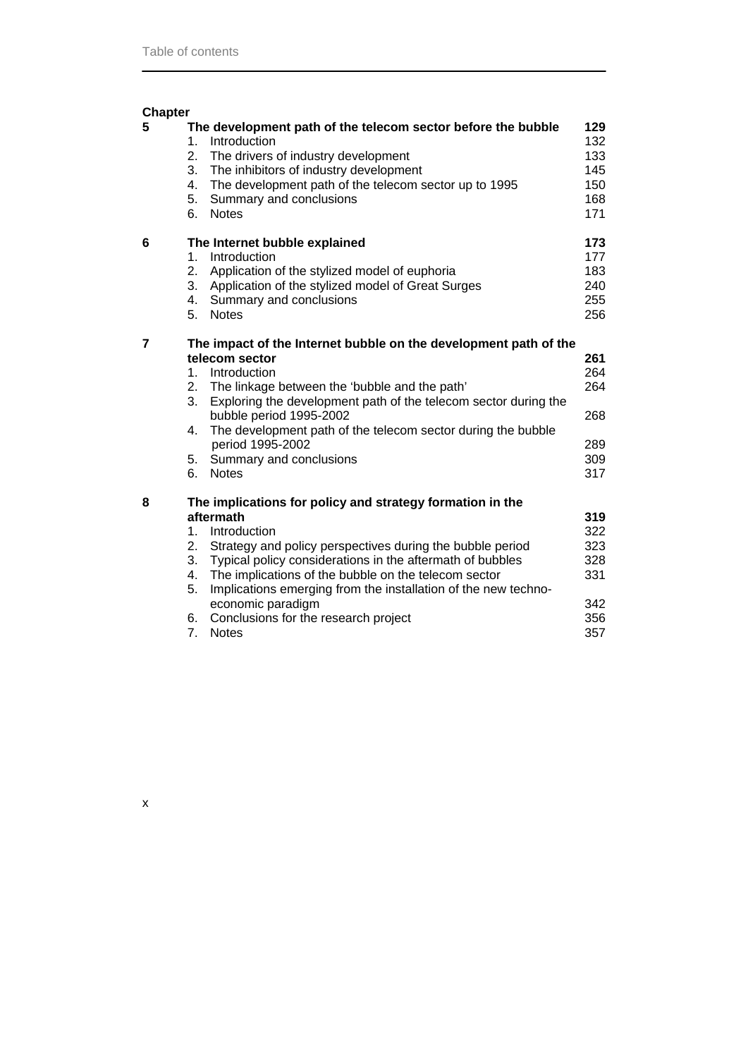**Chapter**

| | | |
|---|---|---|
| **5** | **The development path of the telecom sector before the bubble** | **129** |
| | 1. Introduction | 132 |
| | 2. The drivers of industry development | 133 |
| | 3. The inhibitors of industry development | 145 |
| | 4. The development path of the telecom sector up to 1995 | 150 |
| | 5. Summary and conclusions | 168 |
| | 6. Notes | 171 |
| **6** | **The Internet bubble explained** | **173** |
| | 1. Introduction | 177 |
| | 2. Application of the stylized model of euphoria | 183 |
| | 3. Application of the stylized model of Great Surges | 240 |
| | 4. Summary and conclusions | 255 |
| | 5. Notes | 256 |
| **7** | **The impact of the Internet bubble on the development path of the telecom sector** | **261** |
| | 1. Introduction | 264 |
| | 2. The linkage between the 'bubble and the path' | 264 |
| | 3. Exploring the development path of the telecom sector during the bubble period 1995-2002 | 268 |
| | 4. The development path of the telecom sector during the bubble period 1995-2002 | 289 |
| | 5. Summary and conclusions | 309 |
| | 6. Notes | 317 |
| **8** | **The implications for policy and strategy formation in the aftermath** | **319** |
| | 1. Introduction | 322 |
| | 2. Strategy and policy perspectives during the bubble period | 323 |
| | 3. Typical policy considerations in the aftermath of bubbles | 328 |
| | 4. The implications of the bubble on the telecom sector | 331 |
| | 5. Implications emerging from the installation of the new techno-economic paradigm | 342 |
| | 6. Conclusions for the research project | 356 |
| | 7. Notes | 357 |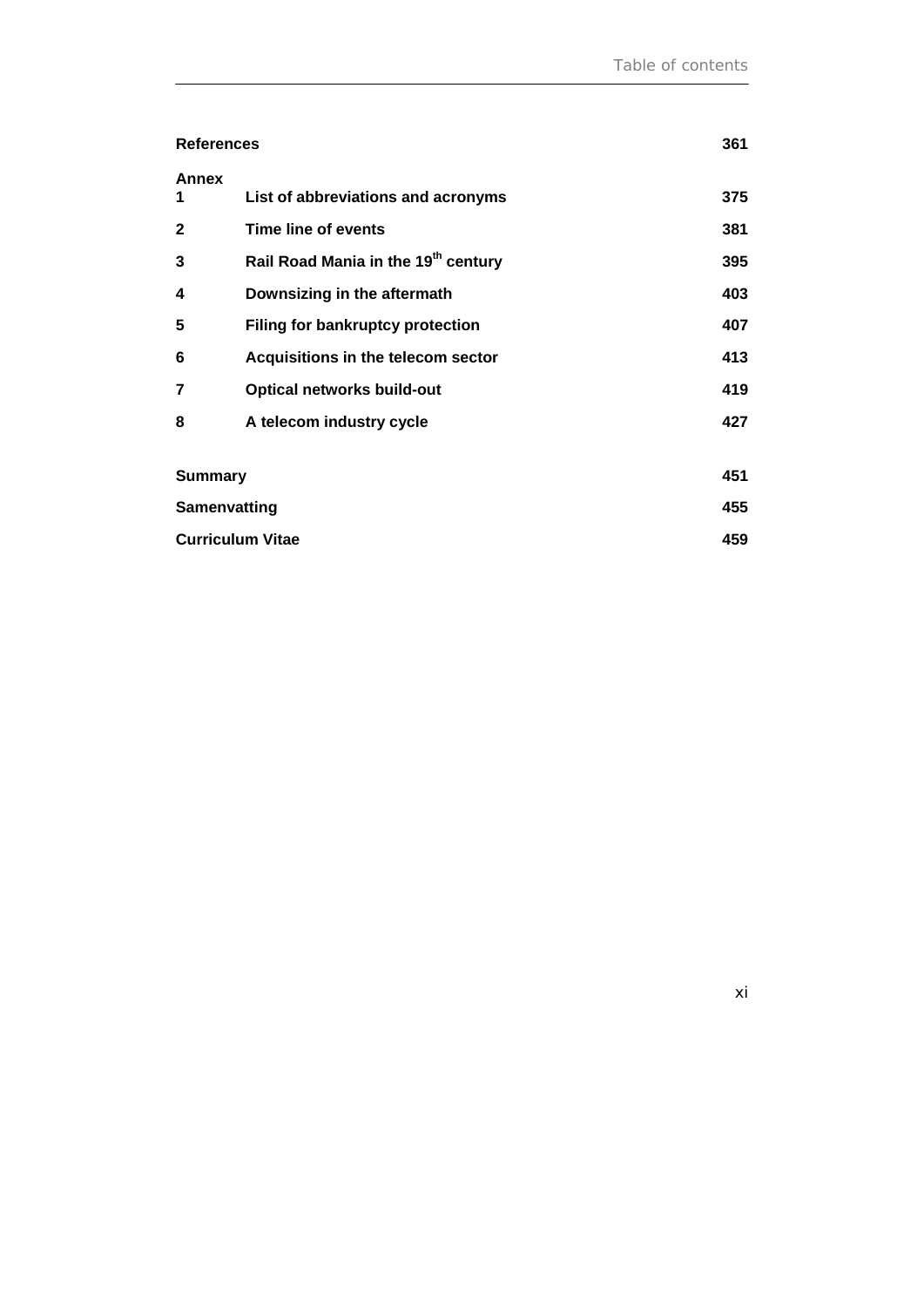**References** 361

**Annex**

| | | |
|---|---|---|
| **1** | **List of abbreviations and acronyms** | **375** |
| **2** | **Time line of events** | **381** |
| **3** | **Rail Road Mania in the 19th century** | **395** |
| **4** | **Downsizing in the aftermath** | **403** |
| **5** | **Filing for bankruptcy protection** | **407** |
| **6** | **Acquisitions in the telecom sector** | **413** |
| **7** | **Optical networks build-out** | **419** |
| **8** | **A telecom industry cycle** | **427** |

**Summary** 451

**Samenvatting** 455

**Curriculum Vitae** 459